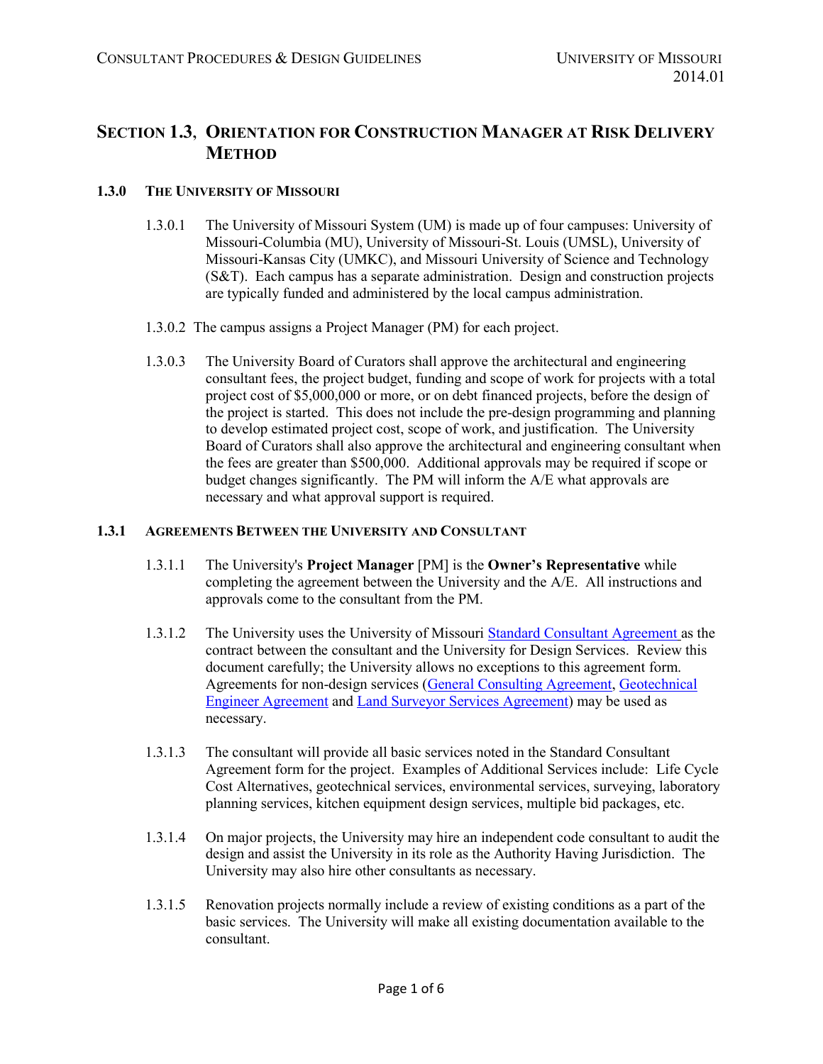# SECTION 1.3, ORIENTATION FOR CONSTRUCTION MANAGER AT RISK DELIVERY METHOD

## 1.3.0 THE UNIVERSITY OF MISSOURI

1.3.0.1 The University of Missouri System (UM) is made up of four campuses: University of Missouri-Columbia (MU), University of Missouri-St. Louis (UMSL), University of Missouri-Kansas City (UMKC), and Missouri University of Science and Technology (S&T). Each campus has a separate administration. Design and construction projects are typically funded and administered by the local campus administration.

1.3.0.2 The campus assigns a Project Manager (PM) for each project.

1.3.0.3 The University Board of Curators shall approve the architectural and engineering consultant fees, the project budget, funding and scope of work for projects with a total project cost of $5,000,000 or more, or on debt financed projects, before the design of the project is started. This does not include the pre-design programming and planning to develop estimated project cost, scope of work, and justification. The University Board of Curators shall also approve the architectural and engineering consultant when the fees are greater than $500,000. Additional approvals may be required if scope or budget changes significantly. The PM will inform the A/E what approvals are necessary and what approval support is required.

## 1.3.1 AGREEMENTS BETWEEN THE UNIVERSITY AND CONSULTANT

1.3.1.1 The University's **Project Manager** [PM] is the **Owner's Representative** while completing the agreement between the University and the A/E. All instructions and approvals come to the consultant from the PM.

1.3.1.2 The University uses the University of Missouri Standard Consultant Agreement as the contract between the consultant and the University for Design Services. Review this document carefully; the University allows no exceptions to this agreement form. Agreements for non-design services (General Consulting Agreement, Geotechnical Engineer Agreement and Land Surveyor Services Agreement) may be used as necessary.

1.3.1.3 The consultant will provide all basic services noted in the Standard Consultant Agreement form for the project. Examples of Additional Services include: Life Cycle Cost Alternatives, geotechnical services, environmental services, surveying, laboratory planning services, kitchen equipment design services, multiple bid packages, etc.

1.3.1.4 On major projects, the University may hire an independent code consultant to audit the design and assist the University in its role as the Authority Having Jurisdiction. The University may also hire other consultants as necessary.

1.3.1.5 Renovation projects normally include a review of existing conditions as a part of the basic services. The University will make all existing documentation available to the consultant.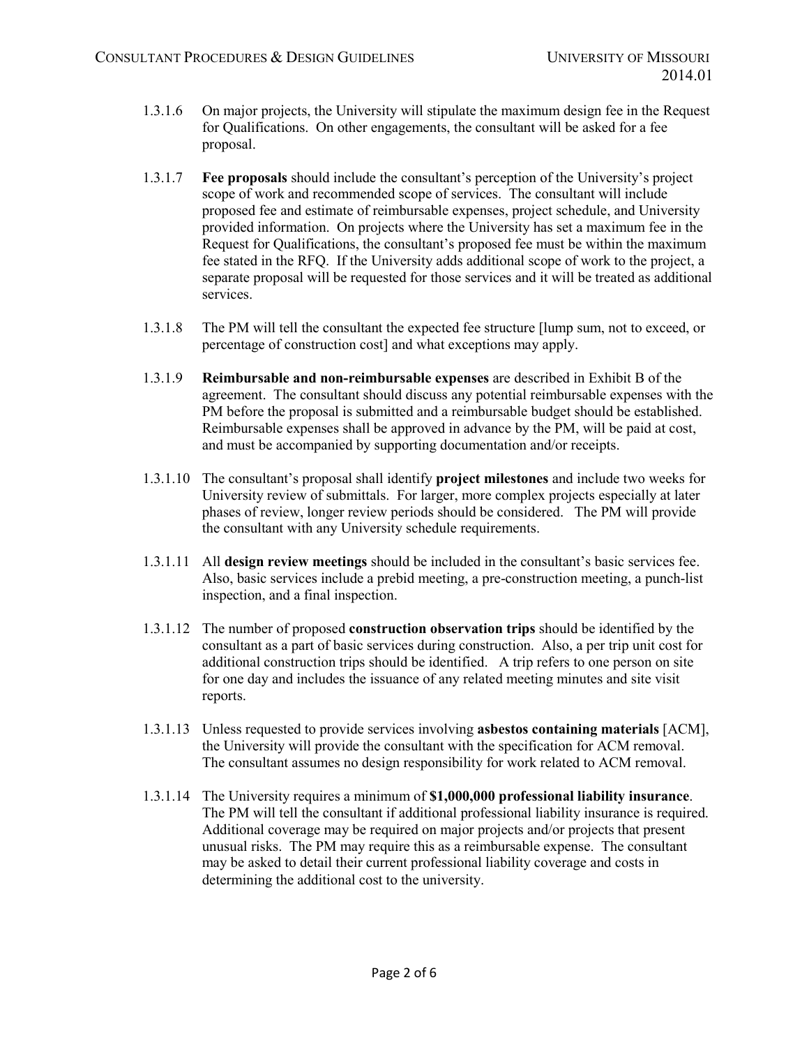1.3.1.6 On major projects, the University will stipulate the maximum design fee in the Request for Qualifications. On other engagements, the consultant will be asked for a fee proposal.

1.3.1.7 **Fee proposals** should include the consultant's perception of the University's project scope of work and recommended scope of services. The consultant will include proposed fee and estimate of reimbursable expenses, project schedule, and University provided information. On projects where the University has set a maximum fee in the Request for Qualifications, the consultant's proposed fee must be within the maximum fee stated in the RFQ. If the University adds additional scope of work to the project, a separate proposal will be requested for those services and it will be treated as additional services.

1.3.1.8 The PM will tell the consultant the expected fee structure [lump sum, not to exceed, or percentage of construction cost] and what exceptions may apply.

1.3.1.9 **Reimbursable and non-reimbursable expenses** are described in Exhibit B of the agreement. The consultant should discuss any potential reimbursable expenses with the PM before the proposal is submitted and a reimbursable budget should be established. Reimbursable expenses shall be approved in advance by the PM, will be paid at cost, and must be accompanied by supporting documentation and/or receipts.

1.3.1.10 The consultant's proposal shall identify **project milestones** and include two weeks for University review of submittals. For larger, more complex projects especially at later phases of review, longer review periods should be considered. The PM will provide the consultant with any University schedule requirements.

1.3.1.11 All **design review meetings** should be included in the consultant's basic services fee. Also, basic services include a prebid meeting, a pre-construction meeting, a punch-list inspection, and a final inspection.

1.3.1.12 The number of proposed **construction observation trips** should be identified by the consultant as a part of basic services during construction. Also, a per trip unit cost for additional construction trips should be identified. A trip refers to one person on site for one day and includes the issuance of any related meeting minutes and site visit reports.

1.3.1.13 Unless requested to provide services involving **asbestos containing materials** [ACM], the University will provide the consultant with the specification for ACM removal. The consultant assumes no design responsibility for work related to ACM removal.

1.3.1.14 The University requires a minimum of **$1,000,000 professional liability insurance**. The PM will tell the consultant if additional professional liability insurance is required. Additional coverage may be required on major projects and/or projects that present unusual risks. The PM may require this as a reimbursable expense. The consultant may be asked to detail their current professional liability coverage and costs in determining the additional cost to the university.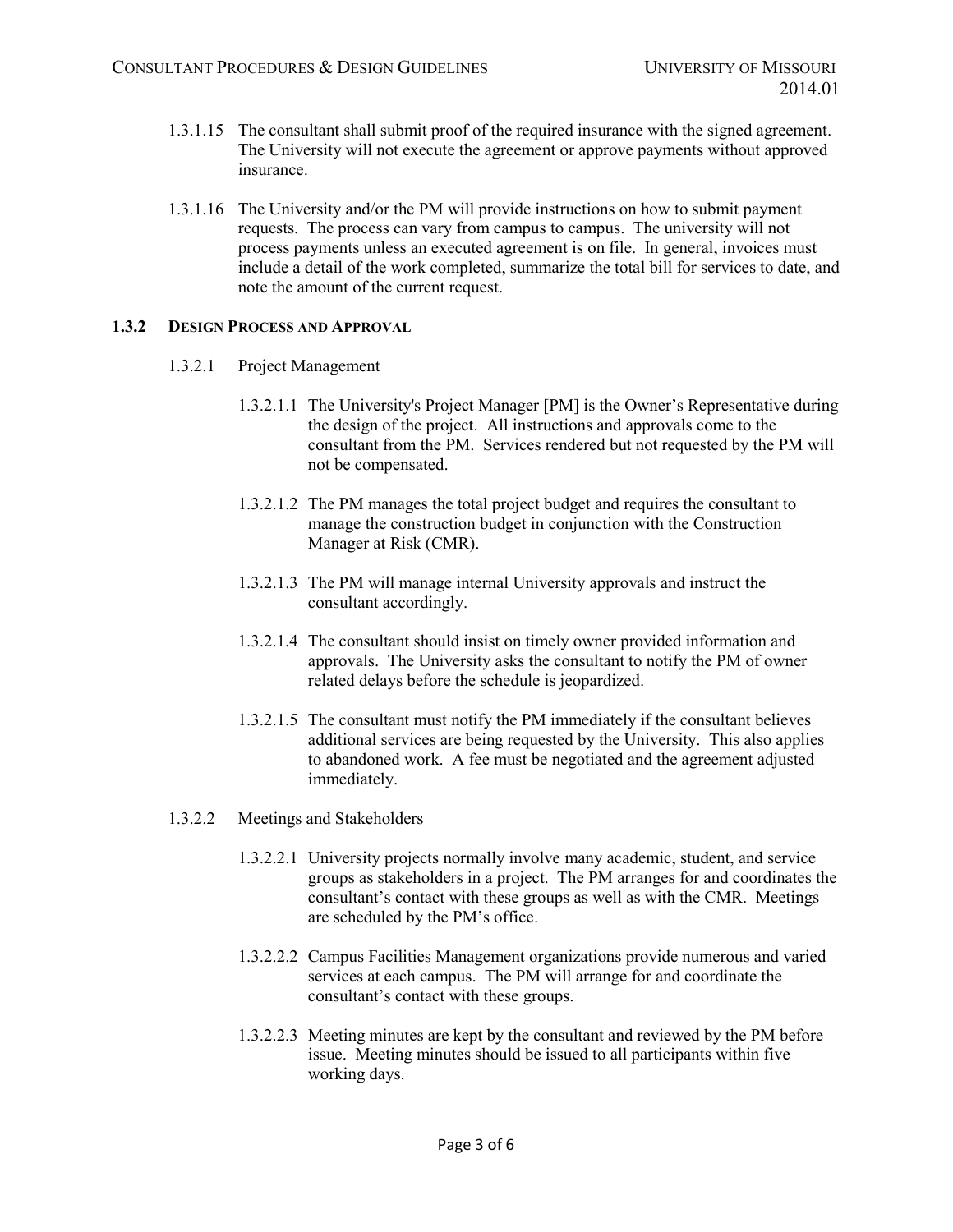1.3.1.15 The consultant shall submit proof of the required insurance with the signed agreement. The University will not execute the agreement or approve payments without approved insurance.

1.3.1.16 The University and/or the PM will provide instructions on how to submit payment requests. The process can vary from campus to campus. The university will not process payments unless an executed agreement is on file. In general, invoices must include a detail of the work completed, summarize the total bill for services to date, and note the amount of the current request.

### 1.3.2 DESIGN PROCESS AND APPROVAL

1.3.2.1 Project Management

1.3.2.1.1 The University's Project Manager [PM] is the Owner's Representative during the design of the project. All instructions and approvals come to the consultant from the PM. Services rendered but not requested by the PM will not be compensated.

1.3.2.1.2 The PM manages the total project budget and requires the consultant to manage the construction budget in conjunction with the Construction Manager at Risk (CMR).

1.3.2.1.3 The PM will manage internal University approvals and instruct the consultant accordingly.

1.3.2.1.4 The consultant should insist on timely owner provided information and approvals. The University asks the consultant to notify the PM of owner related delays before the schedule is jeopardized.

1.3.2.1.5 The consultant must notify the PM immediately if the consultant believes additional services are being requested by the University. This also applies to abandoned work. A fee must be negotiated and the agreement adjusted immediately.

1.3.2.2 Meetings and Stakeholders

1.3.2.2.1 University projects normally involve many academic, student, and service groups as stakeholders in a project. The PM arranges for and coordinates the consultant's contact with these groups as well as with the CMR. Meetings are scheduled by the PM's office.

1.3.2.2.2 Campus Facilities Management organizations provide numerous and varied services at each campus. The PM will arrange for and coordinate the consultant's contact with these groups.

1.3.2.2.3 Meeting minutes are kept by the consultant and reviewed by the PM before issue. Meeting minutes should be issued to all participants within five working days.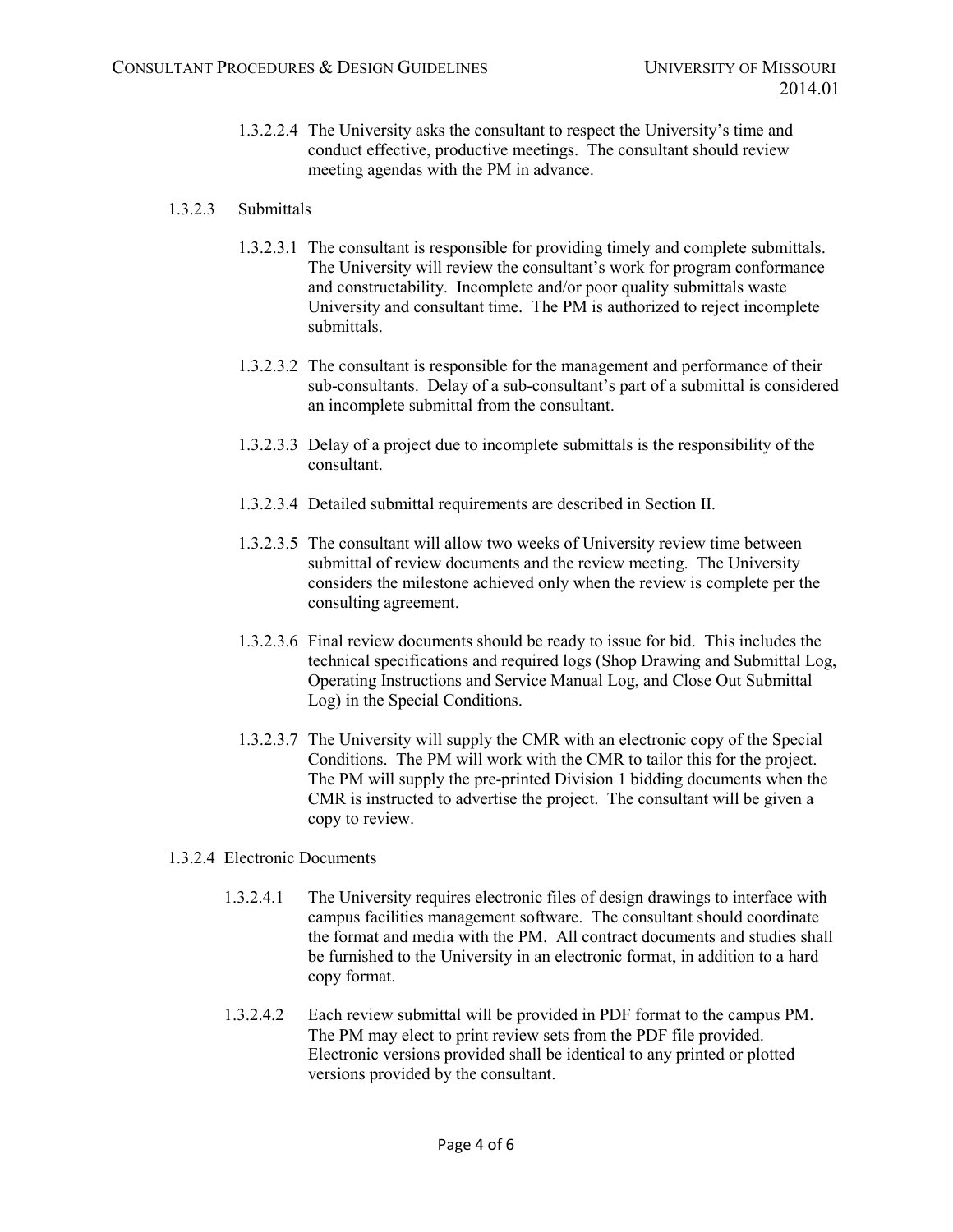1.3.2.2.4 The University asks the consultant to respect the University's time and conduct effective, productive meetings. The consultant should review meeting agendas with the PM in advance.

#### 1.3.2.3 Submittals

1.3.2.3.1 The consultant is responsible for providing timely and complete submittals. The University will review the consultant's work for program conformance and constructability. Incomplete and/or poor quality submittals waste University and consultant time. The PM is authorized to reject incomplete submittals.

1.3.2.3.2 The consultant is responsible for the management and performance of their sub-consultants. Delay of a sub-consultant's part of a submittal is considered an incomplete submittal from the consultant.

1.3.2.3.3 Delay of a project due to incomplete submittals is the responsibility of the consultant.

1.3.2.3.4 Detailed submittal requirements are described in Section II.

1.3.2.3.5 The consultant will allow two weeks of University review time between submittal of review documents and the review meeting. The University considers the milestone achieved only when the review is complete per the consulting agreement.

1.3.2.3.6 Final review documents should be ready to issue for bid. This includes the technical specifications and required logs (Shop Drawing and Submittal Log, Operating Instructions and Service Manual Log, and Close Out Submittal Log) in the Special Conditions.

1.3.2.3.7 The University will supply the CMR with an electronic copy of the Special Conditions. The PM will work with the CMR to tailor this for the project. The PM will supply the pre-printed Division 1 bidding documents when the CMR is instructed to advertise the project. The consultant will be given a copy to review.

#### 1.3.2.4 Electronic Documents

1.3.2.4.1 The University requires electronic files of design drawings to interface with campus facilities management software. The consultant should coordinate the format and media with the PM. All contract documents and studies shall be furnished to the University in an electronic format, in addition to a hard copy format.

1.3.2.4.2 Each review submittal will be provided in PDF format to the campus PM. The PM may elect to print review sets from the PDF file provided. Electronic versions provided shall be identical to any printed or plotted versions provided by the consultant.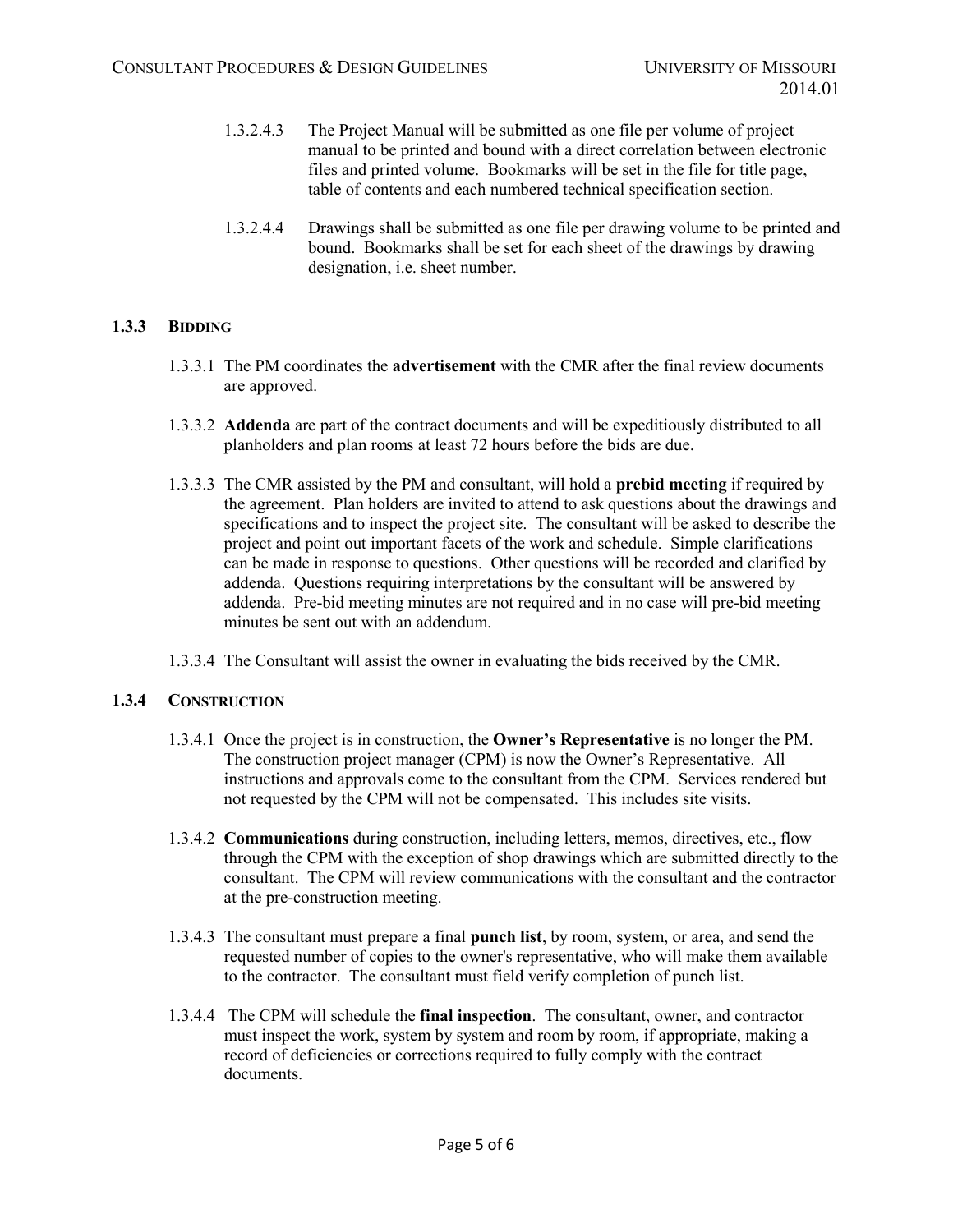1.3.2.4.3 The Project Manual will be submitted as one file per volume of project manual to be printed and bound with a direct correlation between electronic files and printed volume. Bookmarks will be set in the file for title page, table of contents and each numbered technical specification section.

1.3.2.4.4 Drawings shall be submitted as one file per drawing volume to be printed and bound. Bookmarks shall be set for each sheet of the drawings by drawing designation, i.e. sheet number.

### 1.3.3 BIDDING

1.3.3.1 The PM coordinates the **advertisement** with the CMR after the final review documents are approved.

1.3.3.2 **Addenda** are part of the contract documents and will be expeditiously distributed to all planholders and plan rooms at least 72 hours before the bids are due.

1.3.3.3 The CMR assisted by the PM and consultant, will hold a **prebid meeting** if required by the agreement. Plan holders are invited to attend to ask questions about the drawings and specifications and to inspect the project site. The consultant will be asked to describe the project and point out important facets of the work and schedule. Simple clarifications can be made in response to questions. Other questions will be recorded and clarified by addenda. Questions requiring interpretations by the consultant will be answered by addenda. Pre-bid meeting minutes are not required and in no case will pre-bid meeting minutes be sent out with an addendum.

1.3.3.4 The Consultant will assist the owner in evaluating the bids received by the CMR.

### 1.3.4 CONSTRUCTION

1.3.4.1 Once the project is in construction, the **Owner's Representative** is no longer the PM. The construction project manager (CPM) is now the Owner's Representative. All instructions and approvals come to the consultant from the CPM. Services rendered but not requested by the CPM will not be compensated. This includes site visits.

1.3.4.2 **Communications** during construction, including letters, memos, directives, etc., flow through the CPM with the exception of shop drawings which are submitted directly to the consultant. The CPM will review communications with the consultant and the contractor at the pre-construction meeting.

1.3.4.3 The consultant must prepare a final **punch list**, by room, system, or area, and send the requested number of copies to the owner's representative, who will make them available to the contractor. The consultant must field verify completion of punch list.

1.3.4.4 The CPM will schedule the **final inspection**. The consultant, owner, and contractor must inspect the work, system by system and room by room, if appropriate, making a record of deficiencies or corrections required to fully comply with the contract documents.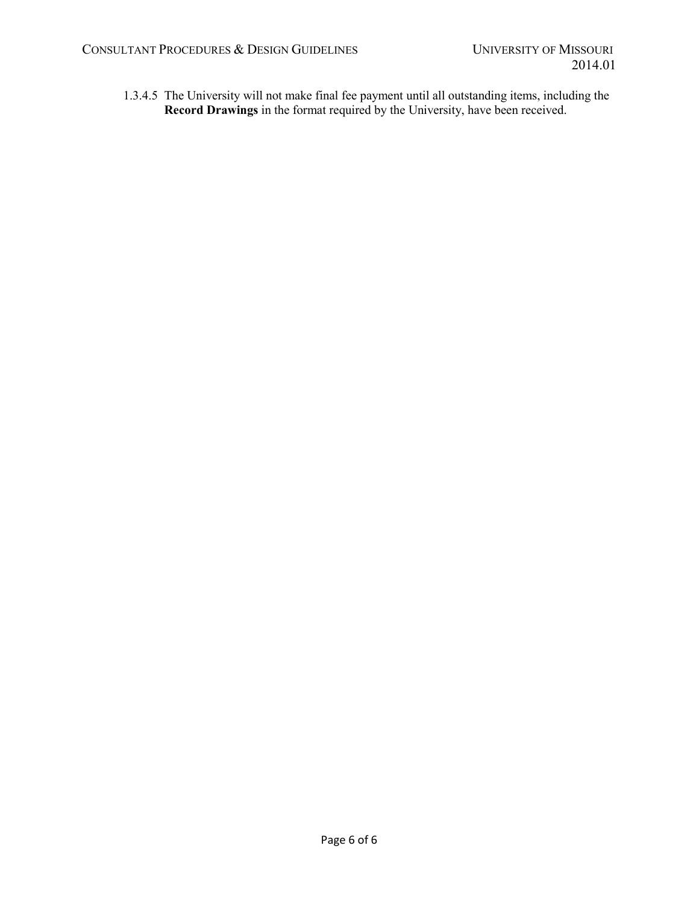1.3.4.5 The University will not make final fee payment until all outstanding items, including the **Record Drawings** in the format required by the University, have been received.